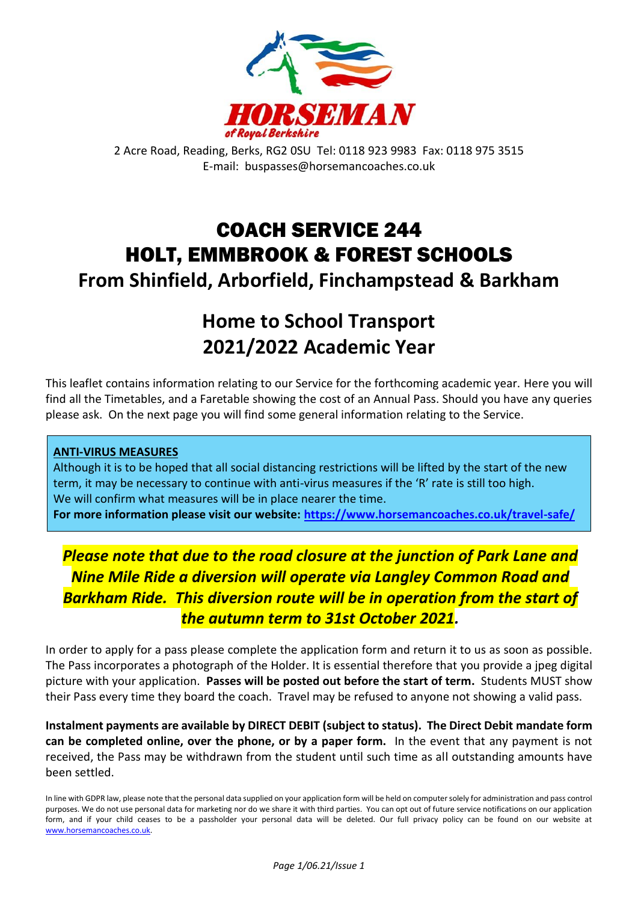# HORSEMAN

*of Royal Berkshire*

2 Acre Road, Reading, Berks, RG2 0SU Tel: 0118 923 9983 Fax: 0118 975 3515
E-mail: buspasses@horsemancoaches.co.uk

# COACH SERVICE 244
# HOLT, EMMBROOK & FOREST SCHOOLS
## From Shinfield, Arborfield, Finchampstead & Barkham

## Home to School Transport
## 2021/2022 Academic Year

This leaflet contains information relating to our Service for the forthcoming academic year. Here you will find all the Timetables, and a Faretable showing the cost of an Annual Pass. Should you have any queries please ask. On the next page you will find some general information relating to the Service.

**ANTI-VIRUS MEASURES**
Although it is to be hoped that all social distancing restrictions will be lifted by the start of the new term, it may be necessary to continue with anti-virus measures if the 'R' rate is still too high.
We will confirm what measures will be in place nearer the time.
**For more information please visit our website: https://www.horsemancoaches.co.uk/travel-safe/**

***Please note that due to the road closure at the junction of Park Lane and Nine Mile Ride a diversion will operate via Langley Common Road and Barkham Ride. This diversion route will be in operation from the start of the autumn term to 31st October 2021.***

In order to apply for a pass please complete the application form and return it to us as soon as possible. The Pass incorporates a photograph of the Holder. It is essential therefore that you provide a jpeg digital picture with your application. **Passes will be posted out before the start of term.** Students MUST show their Pass every time they board the coach. Travel may be refused to anyone not showing a valid pass.

**Instalment payments are available by DIRECT DEBIT (subject to status). The Direct Debit mandate form can be completed online, over the phone, or by a paper form.** In the event that any payment is not received, the Pass may be withdrawn from the student until such time as all outstanding amounts have been settled.

In line with GDPR law, please note that the personal data supplied on your application form will be held on computer solely for administration and pass control purposes. We do not use personal data for marketing nor do we share it with third parties. You can opt out of future service notifications on our application form, and if your child ceases to be a passholder your personal data will be deleted. Our full privacy policy can be found on our website at www.horsemancoaches.co.uk.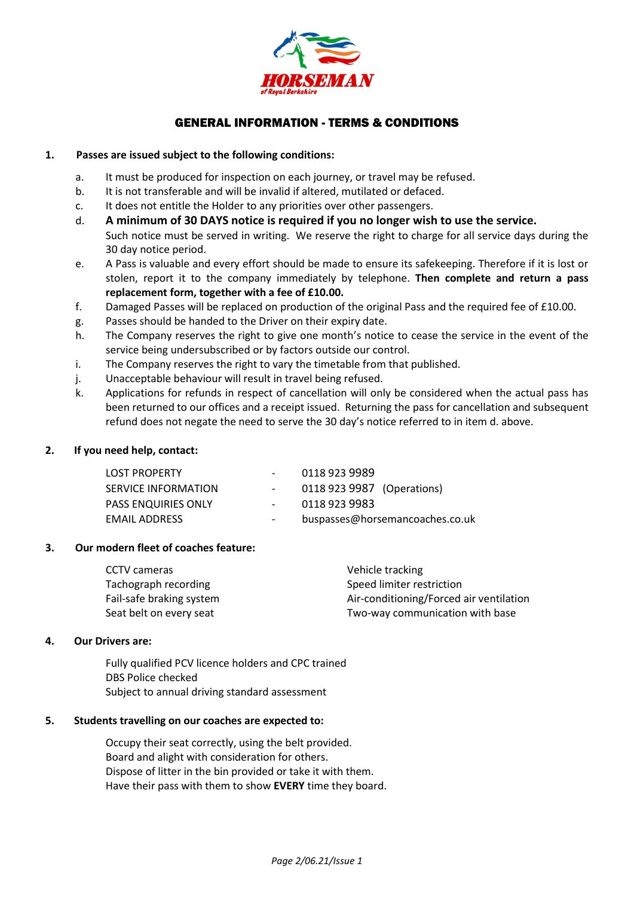# GENERAL INFORMATION - TERMS & CONDITIONS

**1. Passes are issued subject to the following conditions:**

a. It must be produced for inspection on each journey, or travel may be refused.

b. It is not transferable and will be invalid if altered, mutilated or defaced.

c. It does not entitle the Holder to any priorities over other passengers.

d. **A minimum of 30 DAYS notice is required if you no longer wish to use the service.** Such notice must be served in writing. We reserve the right to charge for all service days during the 30 day notice period.

e. A Pass is valuable and every effort should be made to ensure its safekeeping. Therefore if it is lost or stolen, report it to the company immediately by telephone. **Then complete and return a pass replacement form, together with a fee of £10.00.**

f. Damaged Passes will be replaced on production of the original Pass and the required fee of £10.00.

g. Passes should be handed to the Driver on their expiry date.

h. The Company reserves the right to give one month's notice to cease the service in the event of the service being undersubscribed or by factors outside our control.

i. The Company reserves the right to vary the timetable from that published.

j. Unacceptable behaviour will result in travel being refused.

k. Applications for refunds in respect of cancellation will only be considered when the actual pass has been returned to our offices and a receipt issued. Returning the pass for cancellation and subsequent refund does not negate the need to serve the 30 day's notice referred to in item d. above.

**2. If you need help, contact:**

| | | |
|---|---|---|
| LOST PROPERTY | - | 0118 923 9989 |
| SERVICE INFORMATION | - | 0118 923 9987 (Operations) |
| PASS ENQUIRIES ONLY | - | 0118 923 9983 |
| EMAIL ADDRESS | - | buspasses@horsemancoaches.co.uk |

**3. Our modern fleet of coaches feature:**

- CCTV cameras
- Tachograph recording
- Fail-safe braking system
- Seat belt on every seat
- Vehicle tracking
- Speed limiter restriction
- Air-conditioning/Forced air ventilation
- Two-way communication with base

**4. Our Drivers are:**

Fully qualified PCV licence holders and CPC trained
DBS Police checked
Subject to annual driving standard assessment

**5. Students travelling on our coaches are expected to:**

Occupy their seat correctly, using the belt provided.
Board and alight with consideration for others.
Dispose of litter in the bin provided or take it with them.
Have their pass with them to show **EVERY** time they board.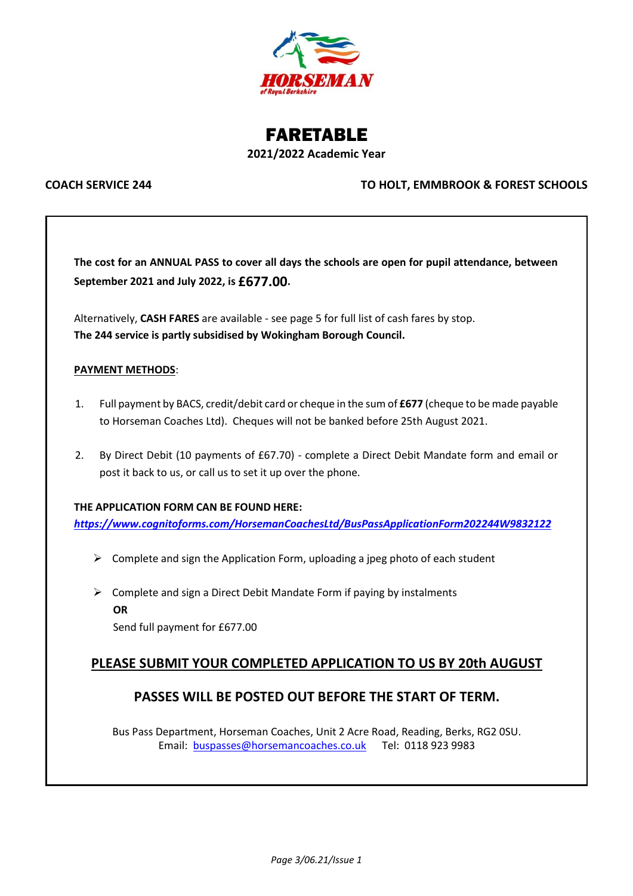HORSEMAN

of Royal Berkshire

# FARETABLE

**2021/2022 Academic Year**

**COACH SERVICE 244** **TO HOLT, EMMBROOK & FOREST SCHOOLS**

**The cost for an ANNUAL PASS to cover all days the schools are open for pupil attendance, between September 2021 and July 2022, is £677.00.**

Alternatively, **CASH FARES** are available - see page 5 for full list of cash fares by stop.
**The 244 service is partly subsidised by Wokingham Borough Council.**

**PAYMENT METHODS**:

1. Full payment by BACS, credit/debit card or cheque in the sum of **£677** (cheque to be made payable to Horseman Coaches Ltd). Cheques will not be banked before 25th August 2021.

2. By Direct Debit (10 payments of £67.70) - complete a Direct Debit Mandate form and email or post it back to us, or call us to set it up over the phone.

**THE APPLICATION FORM CAN BE FOUND HERE:**
***https://www.cognitoforms.com/HorsemanCoachesLtd/BusPassApplicationForm202244W9832122***

- Complete and sign the Application Form, uploading a jpeg photo of each student
- Complete and sign a Direct Debit Mandate Form if paying by instalments
  **OR**
  Send full payment for £677.00

## PLEASE SUBMIT YOUR COMPLETED APPLICATION TO US BY 20th AUGUST

## PASSES WILL BE POSTED OUT BEFORE THE START OF TERM.

Bus Pass Department, Horseman Coaches, Unit 2 Acre Road, Reading, Berks, RG2 0SU.
Email: buspasses@horsemancoaches.co.uk Tel: 0118 923 9983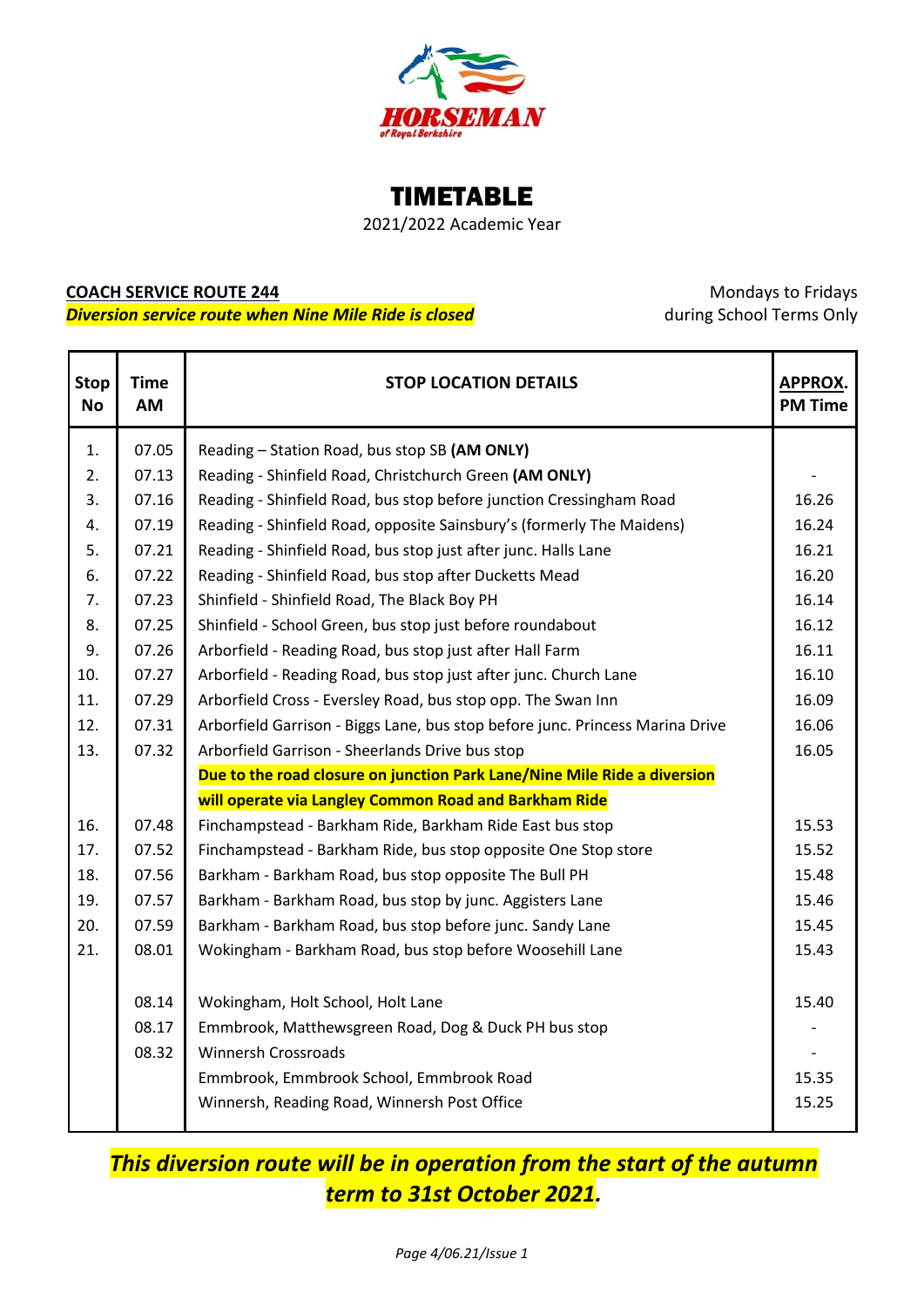HORSEMAN
of Royal Berkshire

# TIMETABLE

2021/2022 Academic Year

**COACH SERVICE ROUTE 244**

***Diversion service route when Nine Mile Ride is closed***

Mondays to Fridays
during School Terms Only

| Stop No | Time AM | STOP LOCATION DETAILS | APPROX. PM Time |
|---|---|---|---|
| 1. | 07.05 | Reading – Station Road, bus stop SB **(AM ONLY)** | |
| 2. | 07.13 | Reading - Shinfield Road, Christchurch Green **(AM ONLY)** | - |
| 3. | 07.16 | Reading - Shinfield Road, bus stop before junction Cressingham Road | 16.26 |
| 4. | 07.19 | Reading - Shinfield Road, opposite Sainsbury's (formerly The Maidens) | 16.24 |
| 5. | 07.21 | Reading - Shinfield Road, bus stop just after junc. Halls Lane | 16.21 |
| 6. | 07.22 | Reading - Shinfield Road, bus stop after Ducketts Mead | 16.20 |
| 7. | 07.23 | Shinfield - Shinfield Road, The Black Boy PH | 16.14 |
| 8. | 07.25 | Shinfield - School Green, bus stop just before roundabout | 16.12 |
| 9. | 07.26 | Arborfield - Reading Road, bus stop just after Hall Farm | 16.11 |
| 10. | 07.27 | Arborfield - Reading Road, bus stop just after junc. Church Lane | 16.10 |
| 11. | 07.29 | Arborfield Cross - Eversley Road, bus stop opp. The Swan Inn | 16.09 |
| 12. | 07.31 | Arborfield Garrison - Biggs Lane, bus stop before junc. Princess Marina Drive | 16.06 |
| 13. | 07.32 | Arborfield Garrison - Sheerlands Drive bus stop | 16.05 |
| | | **Due to the road closure on junction Park Lane/Nine Mile Ride a diversion will operate via Langley Common Road and Barkham Ride** | |
| 16. | 07.48 | Finchampstead - Barkham Ride, Barkham Ride East bus stop | 15.53 |
| 17. | 07.52 | Finchampstead - Barkham Ride, bus stop opposite One Stop store | 15.52 |
| 18. | 07.56 | Barkham - Barkham Road, bus stop opposite The Bull PH | 15.48 |
| 19. | 07.57 | Barkham - Barkham Road, bus stop by junc. Aggisters Lane | 15.46 |
| 20. | 07.59 | Barkham - Barkham Road, bus stop before junc. Sandy Lane | 15.45 |
| 21. | 08.01 | Wokingham - Barkham Road, bus stop before Woosehill Lane | 15.43 |
| | 08.14 | Wokingham, Holt School, Holt Lane | 15.40 |
| | 08.17 | Emmbrook, Matthewsgreen Road, Dog & Duck PH bus stop | - |
| | 08.32 | Winnersh Crossroads | - |
| | | Emmbrook, Emmbrook School, Emmbrook Road | 15.35 |
| | | Winnersh, Reading Road, Winnersh Post Office | 15.25 |

***This diversion route will be in operation from the start of the autumn term to 31st October 2021.***

*Page 4/06.21/Issue 1*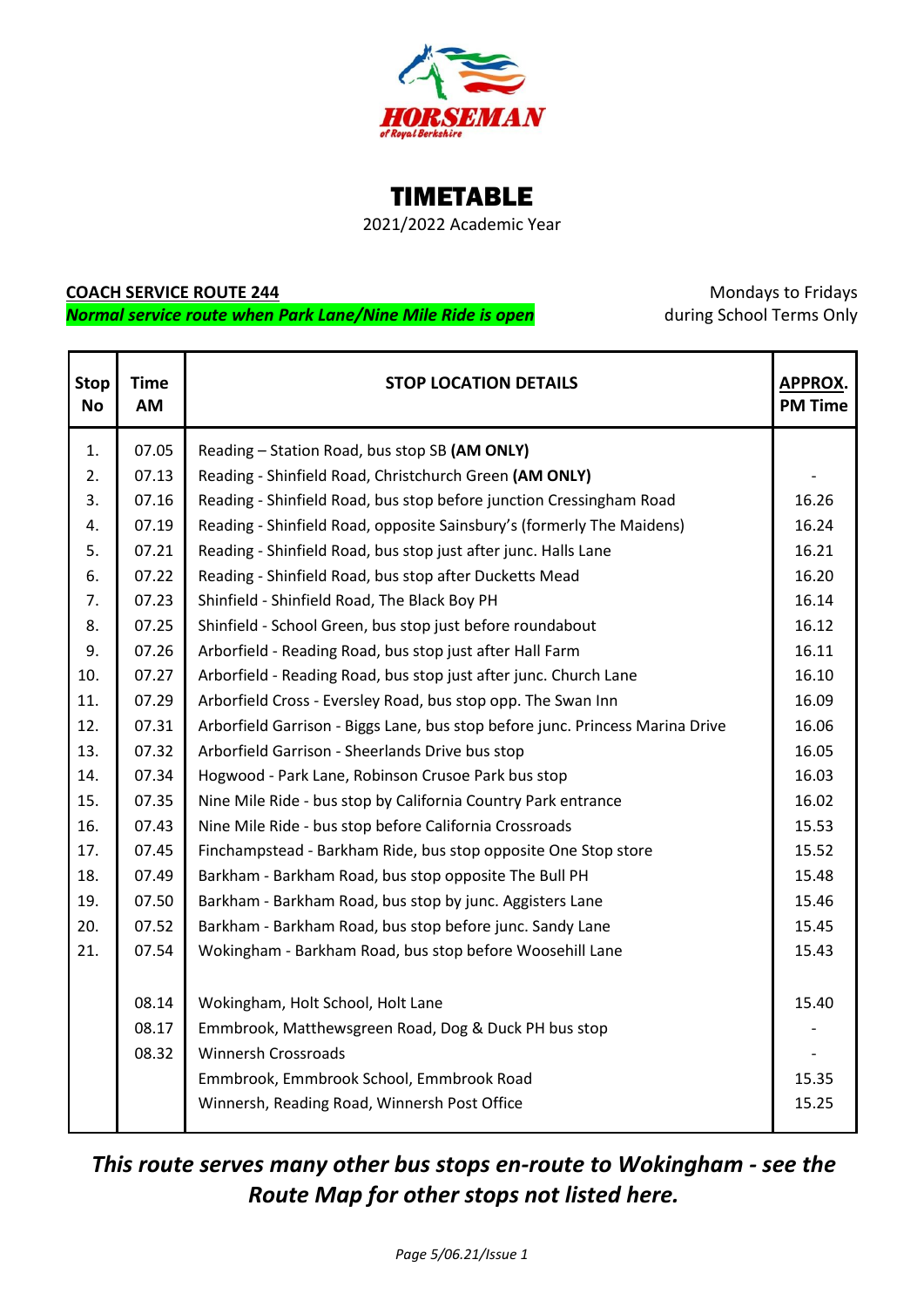HORSEMAN

of Royal Berkshire

# TIMETABLE

2021/2022 Academic Year

**COACH SERVICE ROUTE 244**

***Normal service route when Park Lane/Nine Mile Ride is open***

Mondays to Fridays
during School Terms Only

| Stop No | Time AM | STOP LOCATION DETAILS | APPROX. PM Time |
|---|---|---|---|
| 1. | 07.05 | Reading – Station Road, bus stop SB **(AM ONLY)** | |
| 2. | 07.13 | Reading - Shinfield Road, Christchurch Green **(AM ONLY)** | - |
| 3. | 07.16 | Reading - Shinfield Road, bus stop before junction Cressingham Road | 16.26 |
| 4. | 07.19 | Reading - Shinfield Road, opposite Sainsbury's (formerly The Maidens) | 16.24 |
| 5. | 07.21 | Reading - Shinfield Road, bus stop just after junc. Halls Lane | 16.21 |
| 6. | 07.22 | Reading - Shinfield Road, bus stop after Ducketts Mead | 16.20 |
| 7. | 07.23 | Shinfield - Shinfield Road, The Black Boy PH | 16.14 |
| 8. | 07.25 | Shinfield - School Green, bus stop just before roundabout | 16.12 |
| 9. | 07.26 | Arborfield - Reading Road, bus stop just after Hall Farm | 16.11 |
| 10. | 07.27 | Arborfield - Reading Road, bus stop just after junc. Church Lane | 16.10 |
| 11. | 07.29 | Arborfield Cross - Eversley Road, bus stop opp. The Swan Inn | 16.09 |
| 12. | 07.31 | Arborfield Garrison - Biggs Lane, bus stop before junc. Princess Marina Drive | 16.06 |
| 13. | 07.32 | Arborfield Garrison - Sheerlands Drive bus stop | 16.05 |
| 14. | 07.34 | Hogwood - Park Lane, Robinson Crusoe Park bus stop | 16.03 |
| 15. | 07.35 | Nine Mile Ride - bus stop by California Country Park entrance | 16.02 |
| 16. | 07.43 | Nine Mile Ride - bus stop before California Crossroads | 15.53 |
| 17. | 07.45 | Finchampstead - Barkham Ride, bus stop opposite One Stop store | 15.52 |
| 18. | 07.49 | Barkham - Barkham Road, bus stop opposite The Bull PH | 15.48 |
| 19. | 07.50 | Barkham - Barkham Road, bus stop by junc. Aggisters Lane | 15.46 |
| 20. | 07.52 | Barkham - Barkham Road, bus stop before junc. Sandy Lane | 15.45 |
| 21. | 07.54 | Wokingham - Barkham Road, bus stop before Woosehill Lane | 15.43 |
| | | | |
| | 08.14 | Wokingham, Holt School, Holt Lane | 15.40 |
| | 08.17 | Emmbrook, Matthewsgreen Road, Dog & Duck PH bus stop | - |
| | 08.32 | Winnersh Crossroads | - |
| | | Emmbrook, Emmbrook School, Emmbrook Road | 15.35 |
| | | Winnersh, Reading Road, Winnersh Post Office | 15.25 |

***This route serves many other bus stops en-route to Wokingham - see the Route Map for other stops not listed here.***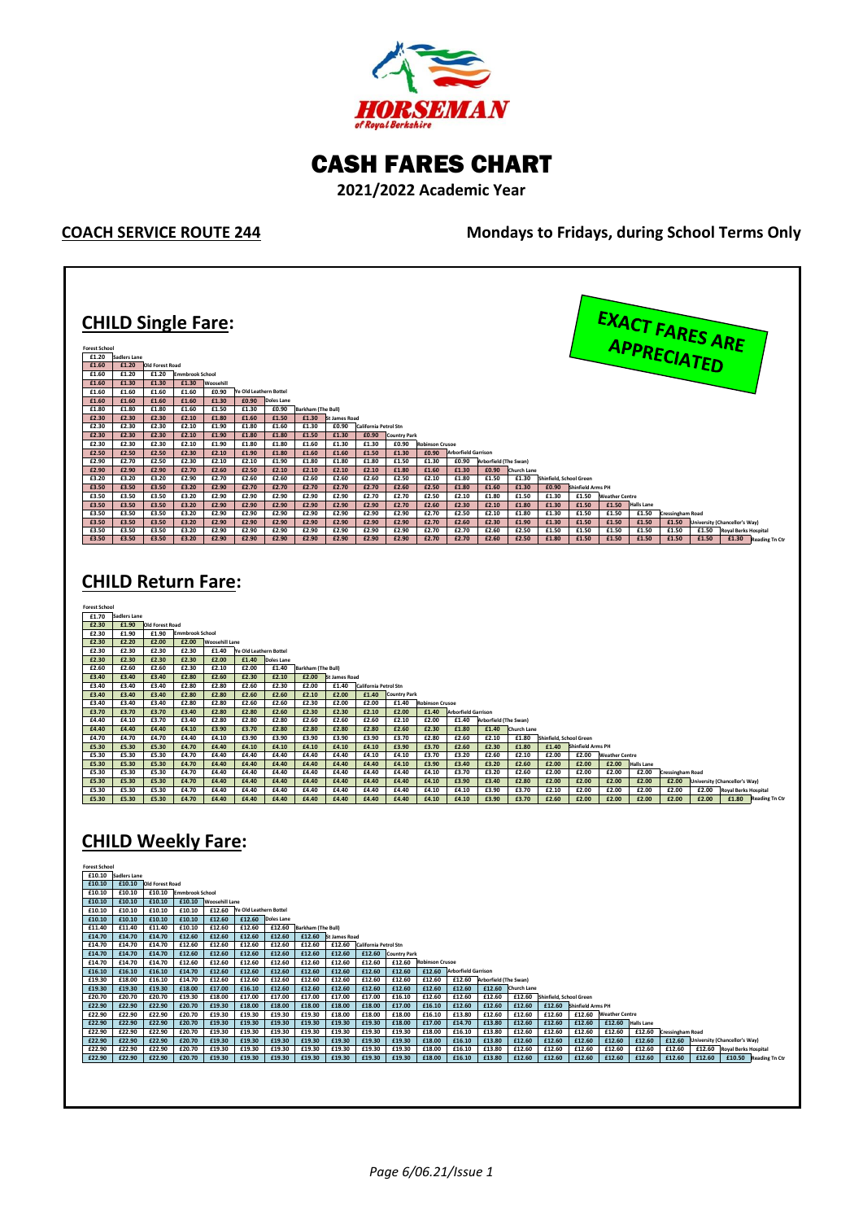# HORSEMAN of Royal Berkshire

# CASH FARES CHART

**2021/2022 Academic Year**

**COACH SERVICE ROUTE 244** — **Mondays to Fridays, during School Terms Only**

**EXACT FARES ARE APPRECIATED**

## CHILD Single Fare:

| To \ From | Forest School | Sadlers Lane | Old Forest Road | Emmbrook School | Woosehill | Ye Old Leathern Bottel | Doles Lane | Barkham (The Bull) | St James Road | California Petrol Stn | Country Park | Robinson Crusoe | Arborfield Garrison | Arborfield (The Swan) | Church Lane | Shinfield, School Green | Shinfield Arms PH | Weather Centre | Halls Lane | Cressingham Road | University (Chancellor's Way) | Royal Berks Hospital |
|---|---|---|---|---|---|---|---|---|---|---|---|---|---|---|---|---|---|---|---|---|---|---|
| Sadlers Lane | £1.20 | | | | | | | | | | | | | | | | | | | | | |
| Old Forest Road | £1.60 | £1.20 | | | | | | | | | | | | | | | | | | | | |
| Emmbrook School | £1.60 | £1.20 | £1.20 | | | | | | | | | | | | | | | | | | | |
| Woosehill | £1.60 | £1.30 | £1.30 | £1.30 | | | | | | | | | | | | | | | | | | |
| Ye Old Leathern Bottel | £1.60 | £1.60 | £1.60 | £1.60 | £0.90 | | | | | | | | | | | | | | | | | |
| Doles Lane | £1.60 | £1.60 | £1.60 | £1.60 | £1.30 | £0.90 | | | | | | | | | | | | | | | | |
| Barkham (The Bull) | £1.80 | £1.60 | £1.60 | £1.60 | £1.50 | £1.30 | £0.90 | | | | | | | | | | | | | | | |
| St James Road | £2.30 | £2.30 | £2.30 | £2.10 | £1.80 | £1.60 | £1.50 | £1.30 | | | | | | | | | | | | | | |
| California Petrol Stn | £2.30 | £2.30 | £2.30 | £2.10 | £1.90 | £1.80 | £1.60 | £1.30 | £0.90 | | | | | | | | | | | | | |
| Country Park | £2.30 | £2.30 | £2.30 | £2.10 | £1.90 | £1.80 | £1.80 | £1.50 | £1.30 | £0.90 | | | | | | | | | | | | |
| Robinson Crusoe | £2.30 | £2.30 | £2.30 | £2.10 | £1.90 | £1.80 | £1.80 | £1.60 | £1.30 | £1.30 | £0.90 | | | | | | | | | | | |
| Arborfield Garrison | £2.50 | £2.50 | £2.50 | £2.30 | £2.10 | £1.90 | £1.80 | £1.60 | £1.60 | £1.50 | £1.30 | £0.90 | | | | | | | | | | |
| Arborfield (The Swan) | £2.90 | £2.70 | £2.50 | £2.30 | £2.10 | £2.10 | £1.90 | £1.80 | £1.80 | £1.80 | £1.50 | £1.30 | £0.90 | | | | | | | | | |
| Church Lane | £2.90 | £2.90 | £2.90 | £2.70 | £2.60 | £2.50 | £2.10 | £2.10 | £2.10 | £2.10 | £1.80 | £1.60 | £1.30 | £0.90 | | | | | | | | |
| Shinfield, School Green | £3.20 | £3.20 | £3.20 | £2.90 | £2.70 | £2.60 | £2.60 | £2.60 | £2.60 | £2.60 | £2.50 | £2.10 | £1.80 | £1.50 | £1.30 | | | | | | | |
| Shinfield Arms PH | £3.50 | £3.50 | £3.50 | £3.20 | £2.90 | £2.70 | £2.70 | £2.70 | £2.70 | £2.70 | £2.60 | £2.50 | £1.80 | £1.60 | £1.30 | £0.90 | | | | | | |
| Weather Centre | £3.50 | £3.50 | £3.50 | £3.20 | £2.90 | £2.90 | £2.90 | £2.90 | £2.90 | £2.70 | £2.70 | £2.50 | £2.10 | £1.80 | £1.50 | £1.30 | £1.50 | | | | | |
| Halls Lane | £3.50 | £3.50 | £3.50 | £3.20 | £2.90 | £2.90 | £2.90 | £2.90 | £2.90 | £2.90 | £2.70 | £2.60 | £2.30 | £2.10 | £1.80 | £1.30 | £1.50 | £1.50 | | | | |
| Cressingham Road | £3.50 | £3.50 | £3.50 | £3.20 | £2.90 | £2.90 | £2.90 | £2.90 | £2.90 | £2.90 | £2.90 | £2.70 | £2.50 | £2.10 | £1.80 | £1.30 | £1.50 | £1.50 | £1.50 | | | |
| University (Chancellor's Way) | £3.50 | £3.50 | £3.50 | £3.20 | £2.90 | £2.90 | £2.90 | £2.90 | £2.90 | £2.90 | £2.90 | £2.70 | £2.60 | £2.30 | £1.90 | £1.30 | £1.50 | £1.50 | £1.50 | £1.50 | | |
| Royal Berks Hospital | £3.50 | £3.50 | £3.50 | £3.20 | £2.90 | £2.90 | £2.90 | £2.90 | £2.90 | £2.90 | £2.90 | £2.70 | £2.70 | £2.60 | £2.50 | £1.50 | £1.50 | £1.50 | £1.50 | £1.50 | £1.50 | |
| Reading Tn Ctr | £3.50 | £3.50 | £3.50 | £3.20 | £2.90 | £2.90 | £2.90 | £2.90 | £2.90 | £2.90 | £2.90 | £2.70 | £2.70 | £2.60 | £2.50 | £1.80 | £1.50 | £1.50 | £1.50 | £1.50 | £1.50 | £1.30 |

## CHILD Return Fare:

| To \ From | Forest School | Sadlers Lane | Old Forest Road | Emmbrook School | Woosehill Lane | Ye Old Leathern Bottel | Doles Lane | Barkham (The Bull) | St James Road | California Petrol Stn | Country Park | Robinson Crusoe | Arborfield Garrison | Arborfield (The Swan) | Church Lane | Shinfield, School Green | Shinfield Arms PH | Weather Centre | Halls Lane | Cressingham Road | University (Chancellor's Way) | Royal Berks Hospital |
|---|---|---|---|---|---|---|---|---|---|---|---|---|---|---|---|---|---|---|---|---|---|---|
| Sadlers Lane | £1.70 | | | | | | | | | | | | | | | | | | | | | |
| Old Forest Road | £2.30 | £1.90 | | | | | | | | | | | | | | | | | | | | |
| Emmbrook School | £2.30 | £1.90 | £1.90 | | | | | | | | | | | | | | | | | | | |
| Woosehill Lane | £2.30 | £2.20 | £2.00 | £2.00 | | | | | | | | | | | | | | | | | | |
| Ye Old Leathern Bottel | £2.30 | £2.30 | £2.30 | £2.30 | £1.40 | | | | | | | | | | | | | | | | | |
| Doles Lane | £2.30 | £2.30 | £2.30 | £2.30 | £2.00 | £1.40 | | | | | | | | | | | | | | | | |
| Barkham (The Bull) | £2.60 | £2.60 | £2.60 | £2.30 | £2.10 | £2.00 | £1.40 | | | | | | | | | | | | | | | |
| St James Road | £3.40 | £3.40 | £3.40 | £2.80 | £2.60 | £2.30 | £2.10 | £2.00 | | | | | | | | | | | | | | |
| California Petrol Stn | £3.40 | £3.40 | £3.40 | £2.80 | £2.80 | £2.60 | £2.30 | £2.00 | £1.40 | | | | | | | | | | | | | |
| Country Park | £3.40 | £3.40 | £3.40 | £2.80 | £2.80 | £2.60 | £2.60 | £2.10 | £2.00 | £1.40 | | | | | | | | | | | | |
| Robinson Crusoe | £3.40 | £3.40 | £3.40 | £2.80 | £2.80 | £2.60 | £2.60 | £2.30 | £2.00 | £2.00 | £1.40 | | | | | | | | | | | |
| Arborfield Garrison | £3.70 | £3.70 | £3.70 | £3.40 | £2.80 | £2.80 | £2.60 | £2.30 | £2.30 | £2.10 | £2.00 | £1.40 | | | | | | | | | | |
| Arborfield (The Swan) | £4.40 | £4.10 | £3.70 | £3.40 | £2.80 | £2.80 | £2.80 | £2.60 | £2.60 | £2.60 | £2.10 | £2.00 | £1.40 | | | | | | | | | |
| Church Lane | £4.40 | £4.40 | £4.40 | £4.10 | £3.90 | £3.70 | £2.80 | £2.80 | £2.80 | £2.80 | £2.60 | £2.30 | £1.80 | £1.40 | | | | | | | | |
| Shinfield, School Green | £4.70 | £4.70 | £4.70 | £4.40 | £4.10 | £3.90 | £3.90 | £3.90 | £3.90 | £3.90 | £3.70 | £2.80 | £2.60 | £2.10 | £1.80 | | | | | | | |
| Shinfield Arms PH | £5.30 | £5.30 | £5.30 | £4.70 | £4.40 | £4.10 | £4.10 | £4.10 | £4.10 | £4.10 | £3.90 | £3.70 | £2.60 | £2.30 | £1.80 | £1.40 | | | | | | |
| Weather Centre | £5.30 | £5.30 | £5.30 | £4.70 | £4.40 | £4.40 | £4.40 | £4.40 | £4.40 | £4.10 | £4.10 | £3.70 | £3.20 | £2.60 | £2.10 | £2.00 | £2.00 | | | | | |
| Halls Lane | £5.30 | £5.30 | £5.30 | £4.70 | £4.40 | £4.40 | £4.40 | £4.40 | £4.40 | £4.40 | £4.10 | £3.90 | £3.40 | £3.20 | £2.60 | £2.00 | £2.00 | £2.00 | | | | |
| Cressingham Road | £5.30 | £5.30 | £4.70 | £4.70 | £4.40 | £4.40 | £4.40 | £4.40 | £4.40 | £4.40 | £4.40 | £4.10 | £3.70 | £3.20 | £2.60 | £2.00 | £2.00 | £2.00 | £2.00 | | | |
| University (Chancellor's Way) | £5.30 | £5.30 | £5.30 | £4.70 | £4.40 | £4.40 | £4.40 | £4.40 | £4.40 | £4.40 | £4.40 | £4.10 | £3.90 | £3.40 | £2.80 | £2.00 | £2.00 | £2.00 | £2.00 | £2.00 | | |
| Royal Berks Hospital | £5.30 | £5.30 | £5.30 | £4.70 | £4.40 | £4.40 | £4.40 | £4.40 | £4.40 | £4.40 | £4.40 | £4.10 | £4.10 | £3.90 | £3.70 | £2.10 | £2.00 | £2.00 | £2.00 | £2.00 | £2.00 | |
| Reading Tn Ctr | £5.30 | £5.30 | £5.30 | £4.70 | £4.40 | £4.40 | £4.40 | £4.40 | £4.40 | £4.40 | £4.40 | £4.10 | £4.10 | £3.90 | £3.70 | £2.60 | £2.00 | £2.00 | £2.00 | £2.00 | £2.00 | £1.80 |

## CHILD Weekly Fare:

| To \ From | Forest School | Sadlers Lane | Old Forest Road | Emmbrook School | Woosehill Lane | Ye Old Leathern Bottel | Doles Lane | Barkham (The Bull) | St James Road | California Petrol Stn | Country Park | Robinson Crusoe | Arborfield Garrison | Arborfield (The Swan) | Church Lane | Shinfield, School Green | Shinfield Arms PH | Weather Centre | Halls Lane | Cressingham Road | University (Chancellor's Way) | Royal Berks Hospital |
|---|---|---|---|---|---|---|---|---|---|---|---|---|---|---|---|---|---|---|---|---|---|---|
| Sadlers Lane | £10.10 | | | | | | | | | | | | | | | | | | | | | |
| Old Forest Road | £10.10 | £10.10 | | | | | | | | | | | | | | | | | | | | |
| Emmbrook School | £10.10 | £10.10 | £10.10 | | | | | | | | | | | | | | | | | | | |
| Woosehill Lane | £10.10 | £10.10 | £10.10 | £10.10 | | | | | | | | | | | | | | | | | | |
| Ye Old Leathern Bottel | £10.10 | £10.10 | £10.10 | £10.10 | £12.60 | | | | | | | | | | | | | | | | | |
| Doles Lane | £10.10 | £10.10 | £10.10 | £10.10 | £12.60 | £12.60 | | | | | | | | | | | | | | | | |
| Barkham (The Bull) | £11.40 | £11.40 | £11.40 | £10.10 | £12.60 | £12.60 | £12.60 | | | | | | | | | | | | | | | |
| St James Road | £14.70 | £14.70 | £14.70 | £12.60 | £12.60 | £12.60 | £12.60 | £12.60 | | | | | | | | | | | | | | |
| California Petrol Stn | £14.70 | £14.70 | £14.70 | £12.60 | £12.60 | £12.60 | £12.60 | £12.60 | £12.60 | | | | | | | | | | | | | |
| Country Park | £14.70 | £14.70 | £14.70 | £12.60 | £12.60 | £12.60 | £12.60 | £12.60 | £12.60 | £12.60 | | | | | | | | | | | | |
| Robinson Crusoe | £14.70 | £14.70 | £14.70 | £12.60 | £12.60 | £12.60 | £12.60 | £12.60 | £12.60 | £12.60 | £12.60 | | | | | | | | | | | |
| Arborfield Garrison | £16.10 | £16.10 | £16.10 | £14.70 | £12.60 | £12.60 | £12.60 | £12.60 | £12.60 | £12.60 | £12.60 | £12.60 | | | | | | | | | | |
| Arborfield (The Swan) | £19.30 | £18.00 | £16.10 | £14.70 | £12.60 | £12.60 | £12.60 | £12.60 | £12.60 | £12.60 | £12.60 | £12.60 | £12.60 | | | | | | | | | |
| Church Lane | £19.30 | £19.30 | £19.30 | £18.00 | £17.00 | £16.10 | £12.60 | £12.60 | £12.60 | £12.60 | £12.60 | £12.60 | £12.60 | £12.60 | | | | | | | | |
| Shinfield, School Green | £20.70 | £20.70 | £20.70 | £19.30 | £18.00 | £17.00 | £17.00 | £17.00 | £17.00 | £17.00 | £16.10 | £12.60 | £12.60 | £12.60 | £12.60 | | | | | | | |
| Shinfield Arms PH | £22.90 | £22.90 | £22.90 | £20.70 | £19.30 | £18.00 | £18.00 | £18.00 | £18.00 | £18.00 | £17.00 | £16.10 | £12.60 | £12.60 | £12.60 | £12.60 | | | | | | |
| Weather Centre | £22.90 | £22.90 | £22.90 | £20.70 | £19.30 | £19.30 | £19.30 | £19.30 | £18.00 | £18.00 | £18.00 | £16.10 | £13.80 | £12.60 | £12.60 | £12.60 | £12.60 | | | | | |
| Halls Lane | £22.90 | £22.90 | £22.90 | £20.70 | £19.30 | £19.30 | £19.30 | £19.30 | £19.30 | £19.30 | £18.00 | £17.00 | £14.70 | £13.80 | £12.60 | £12.60 | £12.60 | £12.60 | | | | |
| Cressingham Road | £22.90 | £22.90 | £22.90 | £20.70 | £19.30 | £19.30 | £19.30 | £19.30 | £19.30 | £19.30 | £19.30 | £18.00 | £16.10 | £13.80 | £12.60 | £12.60 | £12.60 | £12.60 | £12.60 | | | |
| University (Chancellor's Way) | £22.90 | £22.90 | £22.90 | £20.70 | £19.30 | £19.30 | £19.30 | £19.30 | £19.30 | £19.30 | £19.30 | £18.00 | £16.10 | £13.80 | £12.60 | £12.60 | £12.60 | £12.60 | £12.60 | £12.60 | | |
| Royal Berks Hospital | £22.90 | £22.90 | £22.90 | £20.70 | £19.30 | £19.30 | £19.30 | £19.30 | £19.30 | £19.30 | £19.30 | £18.00 | £16.10 | £13.80 | £12.60 | £12.60 | £12.60 | £12.60 | £12.60 | £12.60 | £12.60 | |
| Reading Tn Ctr | £22.90 | £22.90 | £22.90 | £20.70 | £19.30 | £19.30 | £19.30 | £19.30 | £19.30 | £19.30 | £19.30 | £18.00 | £16.10 | £13.80 | £12.60 | £12.60 | £12.60 | £12.60 | £12.60 | £12.60 | £12.60 | £10.50 |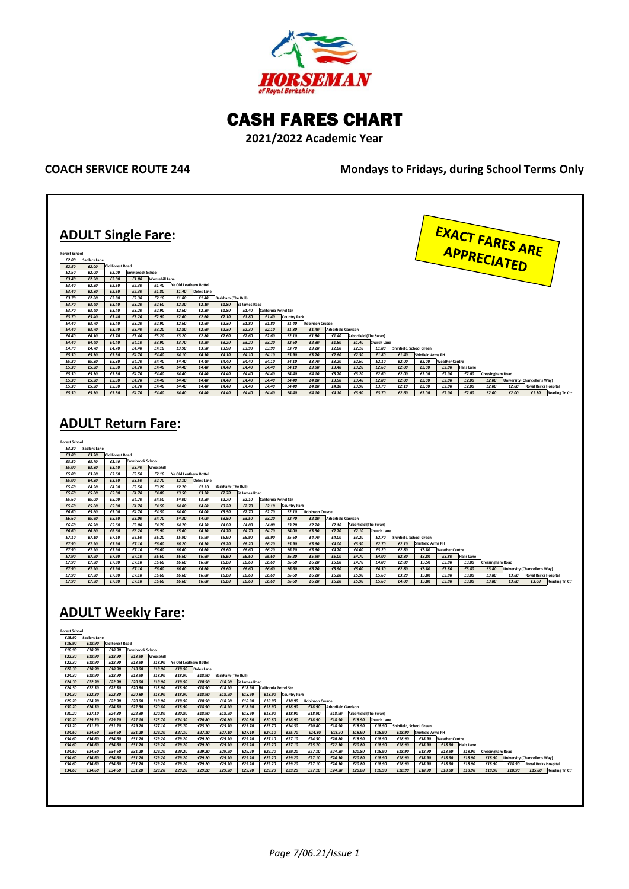# HORSEMAN

*of Royal Berkshire*

# CASH FARES CHART

**2021/2022 Academic Year**

**COACH SERVICE ROUTE 244** — **Mondays to Fridays, during School Terms Only**

**EXACT FARES ARE APPRECIATED**

## ADULT Single Fare:

| | | | | | | | | | | | | | | | | | | | | | | |
|---|---|---|---|---|---|---|---|---|---|---|---|---|---|---|---|---|---|---|---|---|---|---|
| Forest School | | | | | | | | | | | | | | | | | | | | | | |
| Sadlers Lane | £2.00 | | | | | | | | | | | | | | | | | | | | | |
| Old Forest Road | £2.50 | £2.00 | | | | | | | | | | | | | | | | | | | | |
| Emmbrook School | £2.50 | £2.00 | £2.00 | | | | | | | | | | | | | | | | | | | |
| Woosehill Lane | £3.40 | £2.50 | £2.00 | £1.80 | | | | | | | | | | | | | | | | | | |
| Ye Old Leathern Bottel | £3.40 | £2.50 | £2.50 | £2.30 | £1.40 | | | | | | | | | | | | | | | | | |
| Doles Lane | £3.40 | £2.80 | £2.50 | £2.30 | £1.80 | £1.40 | | | | | | | | | | | | | | | | |
| Barkham (The Bull) | £3.70 | £2.80 | £2.80 | £2.30 | £2.10 | £1.80 | £1.40 | | | | | | | | | | | | | | | |
| St James Road | £3.70 | £3.40 | £2.80 | £2.80 | £2.60 | £2.30 | £2.10 | £1.80 | | | | | | | | | | | | | | |
| California Petrol Stn | £3.70 | £3.40 | £3.40 | £3.20 | £2.90 | £2.60 | £2.30 | £1.80 | £1.40 | | | | | | | | | | | | | |
| Country Park | £3.70 | £3.40 | £3.40 | £3.20 | £2.90 | £2.60 | £2.60 | £2.10 | £1.80 | £1.40 | | | | | | | | | | | | |
| Robinson Crusoe | £4.40 | £3.70 | £3.40 | £3.20 | £2.90 | £2.60 | £2.60 | £2.30 | £1.80 | £1.80 | £1.40 | | | | | | | | | | | |
| Arborfield Garrison | £4.40 | £3.70 | £3.70 | £3.40 | £3.20 | £2.80 | £2.60 | £2.30 | £2.30 | £2.10 | £1.80 | £1.40 | | | | | | | | | | |
| Arborfield (The Swan) | £4.40 | £4.10 | £3.70 | £3.40 | £3.20 | £3.20 | £2.80 | £2.60 | £2.60 | £2.60 | £2.10 | £1.80 | £1.40 | | | | | | | | | |
| Church Lane | £4.40 | £4.40 | £4.40 | £4.10 | £3.90 | £3.70 | £3.20 | £3.20 | £3.20 | £3.20 | £2.60 | £2.30 | £1.80 | £1.40 | | | | | | | | |
| Shinfield, School Green | £4.70 | £4.70 | £4.70 | £4.40 | £4.10 | £3.90 | £3.90 | £3.90 | £3.90 | £3.90 | £3.70 | £3.20 | £2.60 | £2.10 | £1.80 | | | | | | | |
| Shinfield Arms PH | £5.30 | £5.30 | £5.30 | £4.70 | £4.40 | £4.10 | £4.10 | £4.10 | £4.10 | £4.10 | £3.90 | £3.70 | £2.60 | £2.30 | £1.80 | £1.40 | | | | | | |
| Weather Centre | £5.30 | £5.30 | £5.30 | £4.70 | £4.40 | £4.40 | £4.40 | £4.40 | £4.40 | £4.10 | £4.10 | £3.70 | £3.20 | £2.60 | £2.10 | £2.00 | £2.00 | | | | | |
| Halls Lane | £5.30 | £5.30 | £5.30 | £4.70 | £4.40 | £4.40 | £4.40 | £4.40 | £4.40 | £4.40 | £4.10 | £3.90 | £3.40 | £3.20 | £2.60 | £2.00 | £2.00 | £2.00 | | | | |
| Cressingham Road | £5.30 | £5.30 | £5.30 | £4.70 | £4.40 | £4.40 | £4.40 | £4.40 | £4.40 | £4.40 | £4.40 | £4.10 | £3.70 | £3.20 | £2.60 | £2.00 | £2.00 | £2.00 | £2.00 | | | |
| University (Chancellor's Way) | £5.30 | £5.30 | £5.30 | £4.70 | £4.40 | £4.40 | £4.40 | £4.40 | £4.40 | £4.40 | £4.40 | £4.10 | £3.90 | £3.40 | £2.80 | £2.00 | £2.00 | £2.00 | £2.00 | £2.00 | | |
| Royal Berks Hospital | £5.30 | £5.30 | £5.30 | £4.70 | £4.40 | £4.40 | £4.40 | £4.40 | £4.40 | £4.40 | £4.40 | £4.10 | £4.10 | £3.90 | £3.70 | £2.10 | £2.00 | £2.00 | £2.00 | £2.00 | £2.00 | |
| Reading Tn Ctr | £5.30 | £5.30 | £5.30 | £4.70 | £4.40 | £4.40 | £4.40 | £4.40 | £4.40 | £4.40 | £4.40 | £4.10 | £4.10 | £3.90 | £3.70 | £2.60 | £2.00 | £2.00 | £2.00 | £2.00 | £2.00 | £1.30 |

## ADULT Return Fare:

| | | | | | | | | | | | | | | | | | | | | | | |
|---|---|---|---|---|---|---|---|---|---|---|---|---|---|---|---|---|---|---|---|---|---|---|
| Forest School | | | | | | | | | | | | | | | | | | | | | | |
| Sadlers Lane | £3.20 | | | | | | | | | | | | | | | | | | | | | |
| Old Forest Road | £3.80 | £3.20 | | | | | | | | | | | | | | | | | | | | |
| Emmbrook School | £3.80 | £3.70 | £3.40 | | | | | | | | | | | | | | | | | | | |
| Woosehill | £5.00 | £3.80 | £3.40 | £3.40 | | | | | | | | | | | | | | | | | | |
| Ye Old Leathern Bottel | £5.00 | £3.80 | £3.60 | £3.50 | £2.10 | | | | | | | | | | | | | | | | | |
| Doles Lane | £5.00 | £4.30 | £3.60 | £3.50 | £2.70 | £2.10 | | | | | | | | | | | | | | | | |
| Barkham (The Bull) | £5.60 | £4.30 | £4.30 | £3.50 | £3.20 | £2.70 | £2.10 | | | | | | | | | | | | | | | |
| St James Road | £5.60 | £5.00 | £5.00 | £4.70 | £4.00 | £3.50 | £3.20 | £2.70 | | | | | | | | | | | | | | |
| California Petrol Stn | £5.60 | £5.00 | £5.00 | £4.70 | £4.50 | £4.00 | £3.50 | £2.70 | £2.10 | | | | | | | | | | | | | |
| Country Park | £5.60 | £5.00 | £5.00 | £4.70 | £4.50 | £4.00 | £4.00 | £3.20 | £2.70 | £2.10 | | | | | | | | | | | | |
| Robinson Crusoe | £6.60 | £5.60 | £5.00 | £4.70 | £4.50 | £4.00 | £4.00 | £3.50 | £2.70 | £2.70 | £2.10 | | | | | | | | | | | |
| Arborfield Garrison | £6.60 | £5.60 | £5.60 | £5.00 | £4.70 | £4.30 | £4.00 | £3.50 | £3.50 | £3.20 | £2.70 | £2.10 | | | | | | | | | | |
| Arborfield (The Swan) | £6.60 | £6.20 | £5.60 | £5.00 | £4.70 | £4.70 | £4.30 | £4.00 | £4.00 | £4.00 | £3.20 | £2.70 | £2.10 | | | | | | | | | |
| Church Lane | £6.60 | £6.60 | £6.60 | £6.20 | £5.90 | £5.60 | £4.70 | £4.70 | £4.70 | £4.70 | £4.00 | £3.50 | £2.70 | £2.10 | | | | | | | | |
| Shinfield, School Green | £7.10 | £7.10 | £7.10 | £6.60 | £6.20 | £5.90 | £5.90 | £5.90 | £5.90 | £5.90 | £5.60 | £4.70 | £4.00 | £3.20 | £2.70 | | | | | | | |
| Shinfield Arms PH | £7.90 | £7.90 | £7.90 | £7.10 | £6.60 | £6.20 | £6.20 | £6.20 | £6.20 | £6.20 | £5.90 | £5.60 | £4.00 | £3.50 | £2.70 | £2.10 | | | | | | |
| Weather Centre | £7.90 | £7.90 | £7.90 | £7.10 | £6.60 | £6.60 | £6.60 | £6.60 | £6.60 | £6.60 | £6.20 | £5.60 | £4.70 | £4.00 | £3.20 | £2.80 | £3.80 | | | | | |
| Halls Lane | £7.90 | £7.90 | £7.90 | £7.10 | £6.60 | £6.60 | £6.60 | £6.60 | £6.60 | £6.60 | £6.20 | £5.90 | £5.00 | £4.70 | £4.00 | £2.80 | £3.80 | £3.80 | | | | |
| Cressingham Road | £7.90 | £7.90 | £7.90 | £7.10 | £6.60 | £6.60 | £6.60 | £6.60 | £6.60 | £6.60 | £6.60 | £6.20 | £5.60 | £4.70 | £4.00 | £2.80 | £3.50 | £3.80 | £3.80 | | | |
| University (Chancellor's Way) | £7.90 | £7.90 | £7.90 | £7.10 | £6.60 | £6.60 | £6.60 | £6.60 | £6.60 | £6.60 | £6.60 | £6.20 | £5.90 | £5.00 | £4.30 | £2.80 | £3.80 | £3.80 | £3.80 | £3.80 | | |
| Royal Berks Hospital | £7.90 | £7.90 | £7.90 | £7.10 | £6.60 | £6.60 | £6.60 | £6.60 | £6.60 | £6.60 | £6.60 | £6.20 | £6.20 | £5.90 | £5.60 | £3.20 | £3.80 | £3.80 | £3.80 | £3.80 | £3.80 | |
| Reading Tn Ctr | £7.90 | £7.90 | £7.90 | £7.10 | £6.60 | £6.60 | £6.60 | £6.60 | £6.60 | £6.60 | £6.60 | £6.20 | £6.20 | £5.90 | £5.60 | £4.00 | £3.80 | £3.80 | £3.80 | £3.80 | £3.80 | £3.60 |

## ADULT Weekly Fare:

| | | | | | | | | | | | | | | | | | | | | | | |
|---|---|---|---|---|---|---|---|---|---|---|---|---|---|---|---|---|---|---|---|---|---|---|
| Forest School | | | | | | | | | | | | | | | | | | | | | | |
| Sadlers Lane | £18.90 | | | | | | | | | | | | | | | | | | | | | |
| Old Forest Road | £18.90 | £18.90 | | | | | | | | | | | | | | | | | | | | |
| Emmbrook School | £18.90 | £18.90 | £18.90 | | | | | | | | | | | | | | | | | | | |
| Woosehill | £22.30 | £18.90 | £18.90 | £18.90 | | | | | | | | | | | | | | | | | | |
| Ye Old Leathern Bottel | £22.30 | £18.90 | £18.90 | £18.90 | £18.90 | | | | | | | | | | | | | | | | | |
| Doles Lane | £22.30 | £18.90 | £18.90 | £18.90 | £18.90 | £18.90 | | | | | | | | | | | | | | | | |
| Barkham (The Bull) | £24.30 | £18.90 | £18.90 | £18.90 | £18.90 | £18.90 | £18.90 | | | | | | | | | | | | | | | |
| St James Road | £24.30 | £22.30 | £22.30 | £20.80 | £18.90 | £18.90 | £18.90 | £18.90 | | | | | | | | | | | | | | |
| California Petrol Stn | £24.30 | £22.30 | £22.30 | £20.80 | £18.90 | £18.90 | £18.90 | £18.90 | £18.90 | | | | | | | | | | | | | |
| Country Park | £24.30 | £22.30 | £22.30 | £20.80 | £18.90 | £18.90 | £18.90 | £18.90 | £18.90 | £18.90 | | | | | | | | | | | | |
| Robinson Crusoe | £29.20 | £24.30 | £22.30 | £20.80 | £18.90 | £18.90 | £18.90 | £18.90 | £18.90 | £18.90 | £18.90 | | | | | | | | | | | |
| Arborfield Garrison | £30.20 | £24.30 | £24.30 | £22.30 | £20.80 | £18.90 | £18.90 | £18.90 | £18.90 | £18.90 | £18.90 | £18.90 | | | | | | | | | | |
| Arborfield (The Swan) | £30.20 | £27.10 | £24.30 | £22.30 | £20.80 | £20.80 | £18.90 | £18.90 | £18.90 | £18.90 | £18.90 | £18.90 | £18.90 | | | | | | | | | |
| Church Lane | £30.20 | £29.20 | £29.20 | £27.10 | £25.70 | £24.30 | £20.80 | £20.80 | £20.80 | £20.80 | £18.90 | £18.90 | £18.90 | £18.90 | | | | | | | | |
| Shinfield, School Green | £31.20 | £31.20 | £31.20 | £29.20 | £27.10 | £25.70 | £25.70 | £25.70 | £25.70 | £25.70 | £24.30 | £20.80 | £18.90 | £18.90 | £18.90 | | | | | | | |
| Shinfield Arms PH | £34.60 | £34.60 | £34.60 | £31.20 | £29.20 | £27.10 | £27.10 | £27.10 | £27.10 | £27.10 | £25.70 | £24.30 | £18.90 | £18.90 | £18.90 | £18.90 | | | | | | |
| Weather Centre | £34.60 | £34.60 | £34.60 | £31.20 | £29.20 | £29.20 | £29.20 | £29.20 | £29.20 | £27.10 | £27.10 | £24.30 | £20.80 | £18.90 | £18.90 | £18.90 | £18.90 | | | | | |
| Halls Lane | £34.60 | £34.60 | £34.60 | £31.20 | £29.20 | £29.20 | £29.20 | £29.20 | £29.20 | £29.20 | £27.10 | £25.70 | £22.30 | £20.80 | £18.90 | £18.90 | £18.90 | £18.90 | | | | |
| Cressingham Road | £34.60 | £34.60 | £34.60 | £31.20 | £29.20 | £29.20 | £29.20 | £29.20 | £29.20 | £29.20 | £29.20 | £27.10 | £24.30 | £20.80 | £18.90 | £18.90 | £18.90 | £18.90 | £18.90 | | | |
| University (Chancellor's Way) | £34.60 | £34.60 | £34.60 | £31.20 | £29.20 | £29.20 | £29.20 | £29.20 | £29.20 | £29.20 | £29.20 | £27.10 | £24.30 | £20.80 | £18.90 | £18.90 | £18.90 | £18.90 | £18.90 | £18.90 | | |
| Royal Berks Hospital | £34.60 | £34.60 | £34.60 | £31.20 | £29.20 | £29.20 | £29.20 | £29.20 | £29.20 | £29.20 | £29.20 | £27.10 | £24.30 | £20.80 | £18.90 | £18.90 | £18.90 | £18.90 | £18.90 | £18.90 | £18.90 | |
| Reading Tn Ctr | £34.60 | £34.60 | £34.60 | £31.20 | £29.20 | £29.20 | £29.20 | £29.20 | £29.20 | £29.20 | £29.20 | £27.10 | £24.30 | £20.80 | £18.90 | £18.90 | £18.90 | £18.90 | £18.90 | £18.90 | £18.90 | £15.80 |

Page 7/06.21/Issue 1